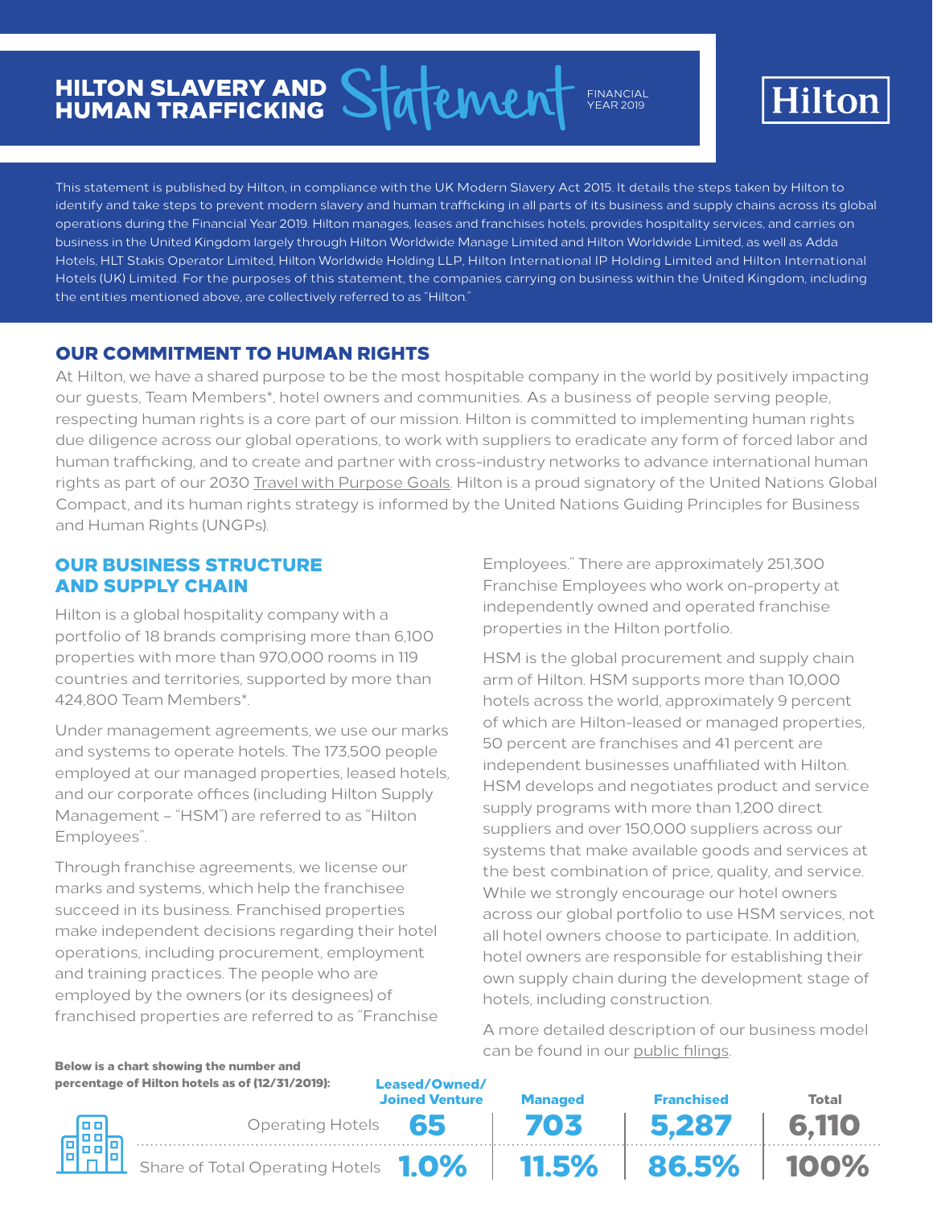# HILTON SLAVERY AND HUMAN TRAFFICKING Statement

FINANCIAL YEAR 2019

Hilton

This statement is published by Hilton, in compliance with the UK Modern Slavery Act 2015. It details the steps taken by Hilton to identify and take steps to prevent modern slavery and human trafficking in all parts of its business and supply chains across its global operations during the Financial Year 2019. Hilton manages, leases and franchises hotels, provides hospitality services, and carries on business in the United Kingdom largely through Hilton Worldwide Manage Limited and Hilton Worldwide Limited, as well as Adda Hotels, HLT Stakis Operator Limited, Hilton Worldwide Holding LLP, Hilton International IP Holding Limited and Hilton International Hotels (UK) Limited. For the purposes of this statement, the companies carrying on business within the United Kingdom, including the entities mentioned above, are collectively referred to as "Hilton."

## OUR COMMITMENT TO HUMAN RIGHTS

At Hilton, we have a shared purpose to be the most hospitable company in the world by positively impacting our guests, Team Members*, hotel owners and communities. As a business of people serving people, respecting human rights is a core part of our mission. Hilton is committed to implementing human rights due diligence across our global operations, to work with suppliers to eradicate any form of forced labor and human trafficking, and to create and partner with cross-industry networks to advance international human rights as part of our 2030 Travel with Purpose Goals. Hilton is a proud signatory of the United Nations Global Compact, and its human rights strategy is informed by the United Nations Guiding Principles for Business and Human Rights (UNGPs).

## OUR BUSINESS STRUCTURE AND SUPPLY CHAIN

Hilton is a global hospitality company with a portfolio of 18 brands comprising more than 6,100 properties with more than 970,000 rooms in 119 countries and territories, supported by more than 424,800 Team Members*.

Under management agreements, we use our marks and systems to operate hotels. The 173,500 people employed at our managed properties, leased hotels, and our corporate offices (including Hilton Supply Management – "HSM") are referred to as "Hilton Employees".

Through franchise agreements, we license our marks and systems, which help the franchisee succeed in its business. Franchised properties make independent decisions regarding their hotel operations, including procurement, employment and training practices. The people who are employed by the owners (or its designees) of franchised properties are referred to as "Franchise Employees." There are approximately 251,300 Franchise Employees who work on-property at independently owned and operated franchise properties in the Hilton portfolio.

HSM is the global procurement and supply chain arm of Hilton. HSM supports more than 10,000 hotels across the world, approximately 9 percent of which are Hilton-leased or managed properties, 50 percent are franchises and 41 percent are independent businesses unaffiliated with Hilton. HSM develops and negotiates product and service supply programs with more than 1,200 direct suppliers and over 150,000 suppliers across our systems that make available goods and services at the best combination of price, quality, and service. While we strongly encourage our hotel owners across our global portfolio to use HSM services, not all hotel owners choose to participate. In addition, hotel owners are responsible for establishing their own supply chain during the development stage of hotels, including construction.

A more detailed description of our business model can be found in our public filings.

**Below is a chart showing the number and percentage of Hilton hotels as of (12/31/2019):**

| | Leased/Owned/ Joined Venture | Managed | Franchised | Total |
|---|---|---|---|---|
| Operating Hotels | 65 | 703 | 5,287 | 6,110 |
| Share of Total Operating Hotels | 1.0% | 11.5% | 86.5% | 100% |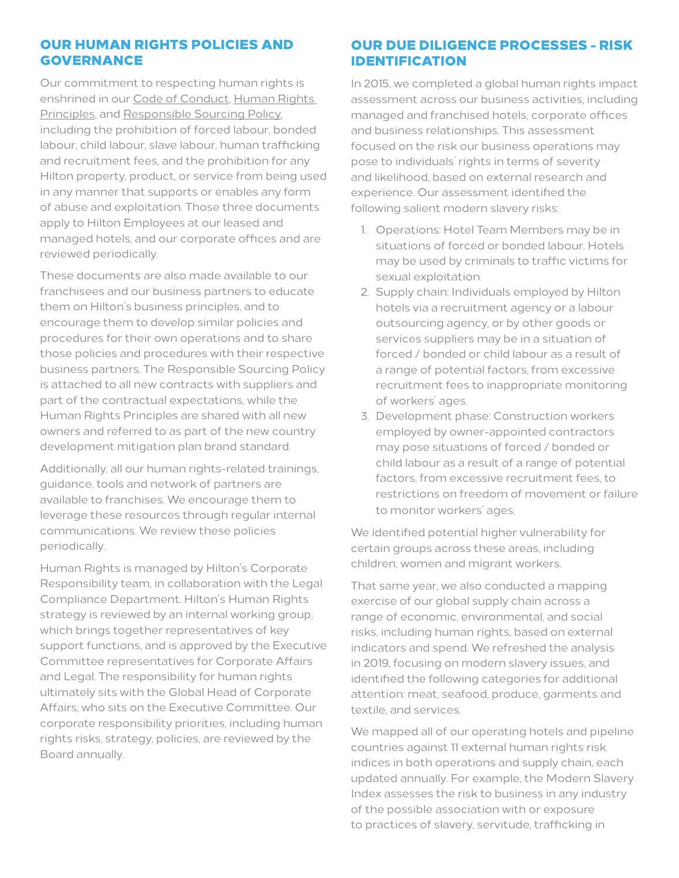## OUR HUMAN RIGHTS POLICIES AND GOVERNANCE

Our commitment to respecting human rights is enshrined in our Code of Conduct, Human Rights Principles, and Responsible Sourcing Policy, including the prohibition of forced labour, bonded labour, child labour, slave labour, human trafficking and recruitment fees, and the prohibition for any Hilton property, product, or service from being used in any manner that supports or enables any form of abuse and exploitation. Those three documents apply to Hilton Employees at our leased and managed hotels, and our corporate offices and are reviewed periodically.

These documents are also made available to our franchisees and our business partners to educate them on Hilton's business principles, and to encourage them to develop similar policies and procedures for their own operations and to share those policies and procedures with their respective business partners. The Responsible Sourcing Policy is attached to all new contracts with suppliers and part of the contractual expectations, while the Human Rights Principles are shared with all new owners and referred to as part of the new country development mitigation plan brand standard.

Additionally, all our human rights-related trainings, guidance, tools and network of partners are available to franchises. We encourage them to leverage these resources through regular internal communications. We review these policies periodically.

Human Rights is managed by Hilton's Corporate Responsibility team, in collaboration with the Legal Compliance Department. Hilton's Human Rights strategy is reviewed by an internal working group, which brings together representatives of key support functions, and is approved by the Executive Committee representatives for Corporate Affairs and Legal. The responsibility for human rights ultimately sits with the Global Head of Corporate Affairs, who sits on the Executive Committee. Our corporate responsibility priorities, including human rights risks, strategy, policies, are reviewed by the Board annually.

## OUR DUE DILIGENCE PROCESSES - RISK IDENTIFICATION

In 2015, we completed a global human rights impact assessment across our business activities, including managed and franchised hotels, corporate offices and business relationships. This assessment focused on the risk our business operations may pose to individuals' rights in terms of severity and likelihood, based on external research and experience. Our assessment identified the following salient modern slavery risks:

1. Operations: Hotel Team Members may be in situations of forced or bonded labour. Hotels may be used by criminals to traffic victims for sexual exploitation.
2. Supply chain: Individuals employed by Hilton hotels via a recruitment agency or a labour outsourcing agency, or by other goods or services suppliers may be in a situation of forced / bonded or child labour as a result of a range of potential factors, from excessive recruitment fees to inappropriate monitoring of workers' ages.
3. Development phase: Construction workers employed by owner-appointed contractors may pose situations of forced / bonded or child labour as a result of a range of potential factors, from excessive recruitment fees, to restrictions on freedom of movement or failure to monitor workers' ages.

We identified potential higher vulnerability for certain groups across these areas, including children, women and migrant workers.

That same year, we also conducted a mapping exercise of our global supply chain across a range of economic, environmental, and social risks, including human rights, based on external indicators and spend. We refreshed the analysis in 2019, focusing on modern slavery issues, and identified the following categories for additional attention: meat, seafood, produce, garments and textile, and services.

We mapped all of our operating hotels and pipeline countries against 11 external human rights risk indices in both operations and supply chain, each updated annually. For example, the Modern Slavery Index assesses the risk to business in any industry of the possible association with or exposure to practices of slavery, servitude, trafficking in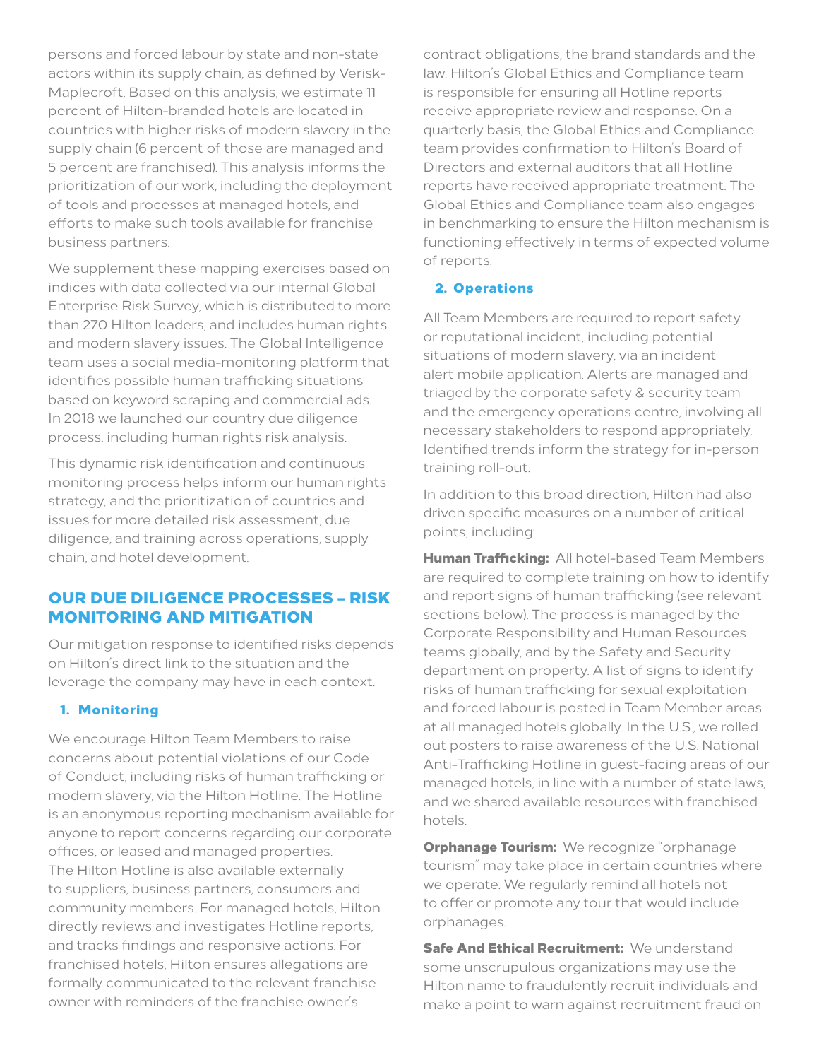persons and forced labour by state and non-state actors within its supply chain, as defined by Verisk-Maplecroft. Based on this analysis, we estimate 11 percent of Hilton-branded hotels are located in countries with higher risks of modern slavery in the supply chain (6 percent of those are managed and 5 percent are franchised). This analysis informs the prioritization of our work, including the deployment of tools and processes at managed hotels, and efforts to make such tools available for franchise business partners.

We supplement these mapping exercises based on indices with data collected via our internal Global Enterprise Risk Survey, which is distributed to more than 270 Hilton leaders, and includes human rights and modern slavery issues. The Global Intelligence team uses a social media-monitoring platform that identifies possible human trafficking situations based on keyword scraping and commercial ads. In 2018 we launched our country due diligence process, including human rights risk analysis.

This dynamic risk identification and continuous monitoring process helps inform our human rights strategy, and the prioritization of countries and issues for more detailed risk assessment, due diligence, and training across operations, supply chain, and hotel development.

## OUR DUE DILIGENCE PROCESSES – RISK MONITORING AND MITIGATION

Our mitigation response to identified risks depends on Hilton's direct link to the situation and the leverage the company may have in each context.

### 1. Monitoring

We encourage Hilton Team Members to raise concerns about potential violations of our Code of Conduct, including risks of human trafficking or modern slavery, via the Hilton Hotline. The Hotline is an anonymous reporting mechanism available for anyone to report concerns regarding our corporate offices, or leased and managed properties. The Hilton Hotline is also available externally to suppliers, business partners, consumers and community members. For managed hotels, Hilton directly reviews and investigates Hotline reports, and tracks findings and responsive actions. For franchised hotels, Hilton ensures allegations are formally communicated to the relevant franchise owner with reminders of the franchise owner's contract obligations, the brand standards and the law. Hilton's Global Ethics and Compliance team is responsible for ensuring all Hotline reports receive appropriate review and response. On a quarterly basis, the Global Ethics and Compliance team provides confirmation to Hilton's Board of Directors and external auditors that all Hotline reports have received appropriate treatment. The Global Ethics and Compliance team also engages in benchmarking to ensure the Hilton mechanism is functioning effectively in terms of expected volume of reports.

### 2. Operations

All Team Members are required to report safety or reputational incident, including potential situations of modern slavery, via an incident alert mobile application. Alerts are managed and triaged by the corporate safety & security team and the emergency operations centre, involving all necessary stakeholders to respond appropriately. Identified trends inform the strategy for in-person training roll-out.

In addition to this broad direction, Hilton had also driven specific measures on a number of critical points, including:

**Human Trafficking:** All hotel-based Team Members are required to complete training on how to identify and report signs of human trafficking (see relevant sections below). The process is managed by the Corporate Responsibility and Human Resources teams globally, and by the Safety and Security department on property. A list of signs to identify risks of human trafficking for sexual exploitation and forced labour is posted in Team Member areas at all managed hotels globally. In the U.S., we rolled out posters to raise awareness of the U.S. National Anti-Trafficking Hotline in guest-facing areas of our managed hotels, in line with a number of state laws, and we shared available resources with franchised hotels.

**Orphanage Tourism:** We recognize "orphanage tourism" may take place in certain countries where we operate. We regularly remind all hotels not to offer or promote any tour that would include orphanages.

**Safe And Ethical Recruitment:** We understand some unscrupulous organizations may use the Hilton name to fraudulently recruit individuals and make a point to warn against recruitment fraud on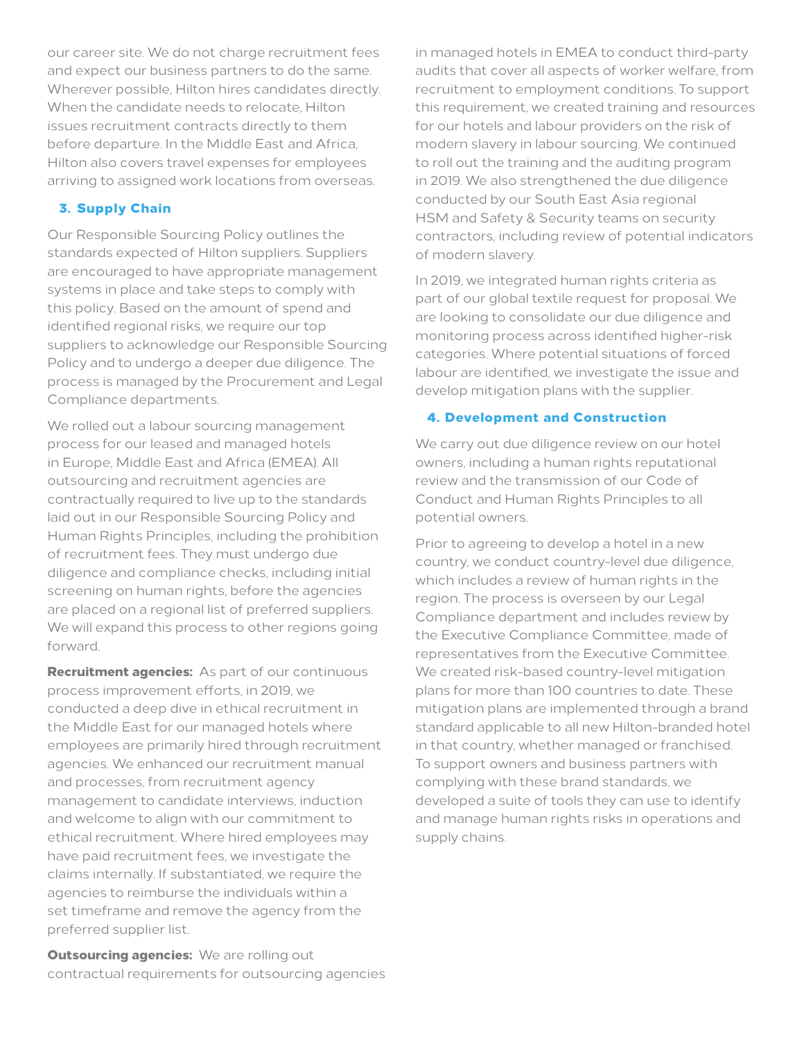our career site. We do not charge recruitment fees and expect our business partners to do the same. Wherever possible, Hilton hires candidates directly. When the candidate needs to relocate, Hilton issues recruitment contracts directly to them before departure. In the Middle East and Africa, Hilton also covers travel expenses for employees arriving to assigned work locations from overseas.

### 3. Supply Chain

Our Responsible Sourcing Policy outlines the standards expected of Hilton suppliers. Suppliers are encouraged to have appropriate management systems in place and take steps to comply with this policy. Based on the amount of spend and identified regional risks, we require our top suppliers to acknowledge our Responsible Sourcing Policy and to undergo a deeper due diligence. The process is managed by the Procurement and Legal Compliance departments.

We rolled out a labour sourcing management process for our leased and managed hotels in Europe, Middle East and Africa (EMEA). All outsourcing and recruitment agencies are contractually required to live up to the standards laid out in our Responsible Sourcing Policy and Human Rights Principles, including the prohibition of recruitment fees. They must undergo due diligence and compliance checks, including initial screening on human rights, before the agencies are placed on a regional list of preferred suppliers. We will expand this process to other regions going forward.

**Recruitment agencies:** As part of our continuous process improvement efforts, in 2019, we conducted a deep dive in ethical recruitment in the Middle East for our managed hotels where employees are primarily hired through recruitment agencies. We enhanced our recruitment manual and processes, from recruitment agency management to candidate interviews, induction and welcome to align with our commitment to ethical recruitment. Where hired employees may have paid recruitment fees, we investigate the claims internally. If substantiated, we require the agencies to reimburse the individuals within a set timeframe and remove the agency from the preferred supplier list.

**Outsourcing agencies:** We are rolling out contractual requirements for outsourcing agencies in managed hotels in EMEA to conduct third-party audits that cover all aspects of worker welfare, from recruitment to employment conditions. To support this requirement, we created training and resources for our hotels and labour providers on the risk of modern slavery in labour sourcing. We continued to roll out the training and the auditing program in 2019. We also strengthened the due diligence conducted by our South East Asia regional HSM and Safety & Security teams on security contractors, including review of potential indicators of modern slavery.

In 2019, we integrated human rights criteria as part of our global textile request for proposal. We are looking to consolidate our due diligence and monitoring process across identified higher-risk categories. Where potential situations of forced labour are identified, we investigate the issue and develop mitigation plans with the supplier.

### 4. Development and Construction

We carry out due diligence review on our hotel owners, including a human rights reputational review and the transmission of our Code of Conduct and Human Rights Principles to all potential owners.

Prior to agreeing to develop a hotel in a new country, we conduct country-level due diligence, which includes a review of human rights in the region. The process is overseen by our Legal Compliance department and includes review by the Executive Compliance Committee, made of representatives from the Executive Committee. We created risk-based country-level mitigation plans for more than 100 countries to date. These mitigation plans are implemented through a brand standard applicable to all new Hilton-branded hotel in that country, whether managed or franchised. To support owners and business partners with complying with these brand standards, we developed a suite of tools they can use to identify and manage human rights risks in operations and supply chains.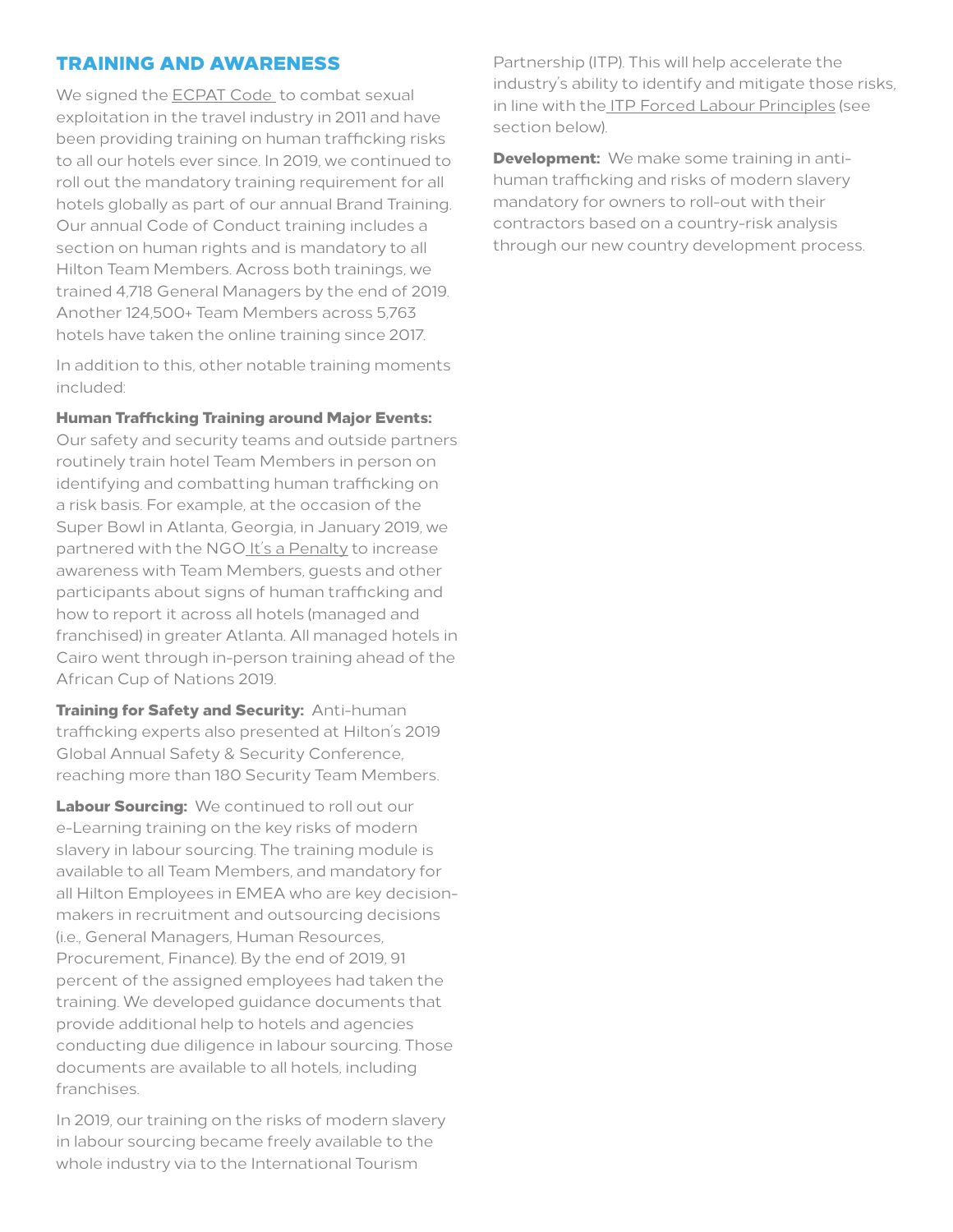## TRAINING AND AWARENESS

We signed the ECPAT Code to combat sexual exploitation in the travel industry in 2011 and have been providing training on human trafficking risks to all our hotels ever since. In 2019, we continued to roll out the mandatory training requirement for all hotels globally as part of our annual Brand Training. Our annual Code of Conduct training includes a section on human rights and is mandatory to all Hilton Team Members. Across both trainings, we trained 4,718 General Managers by the end of 2019. Another 124,500+ Team Members across 5,763 hotels have taken the online training since 2017.

In addition to this, other notable training moments included:

**Human Trafficking Training around Major Events:** Our safety and security teams and outside partners routinely train hotel Team Members in person on identifying and combatting human trafficking on a risk basis. For example, at the occasion of the Super Bowl in Atlanta, Georgia, in January 2019, we partnered with the NGO It's a Penalty to increase awareness with Team Members, guests and other participants about signs of human trafficking and how to report it across all hotels (managed and franchised) in greater Atlanta. All managed hotels in Cairo went through in-person training ahead of the African Cup of Nations 2019.

**Training for Safety and Security:** Anti-human trafficking experts also presented at Hilton's 2019 Global Annual Safety & Security Conference, reaching more than 180 Security Team Members.

**Labour Sourcing:** We continued to roll out our e-Learning training on the key risks of modern slavery in labour sourcing. The training module is available to all Team Members, and mandatory for all Hilton Employees in EMEA who are key decision-makers in recruitment and outsourcing decisions (i.e., General Managers, Human Resources, Procurement, Finance). By the end of 2019, 91 percent of the assigned employees had taken the training. We developed guidance documents that provide additional help to hotels and agencies conducting due diligence in labour sourcing. Those documents are available to all hotels, including franchises.

In 2019, our training on the risks of modern slavery in labour sourcing became freely available to the whole industry via to the International Tourism Partnership (ITP). This will help accelerate the industry's ability to identify and mitigate those risks, in line with the ITP Forced Labour Principles (see section below).

**Development:** We make some training in anti-human trafficking and risks of modern slavery mandatory for owners to roll-out with their contractors based on a country-risk analysis through our new country development process.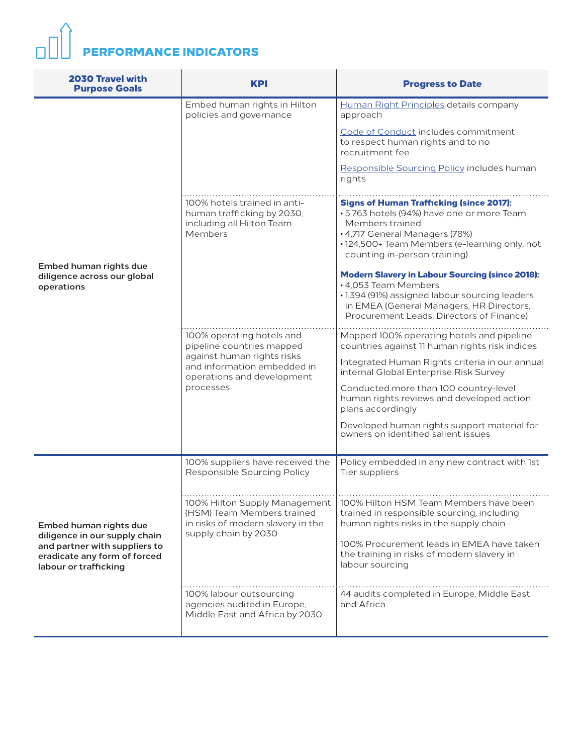## PERFORMANCE INDICATORS

| 2030 Travel with Purpose Goals | KPI | Progress to Date |
|---|---|---|
| **Embed human rights due diligence across our global operations** | Embed human rights in Hilton policies and governance | Human Right Principles details company approach<br><br>Code of Conduct includes commitment to respect human rights and to no recruitment fee<br><br>Responsible Sourcing Policy includes human rights |
| | 100% hotels trained in anti-human trafficking by 2030, including all Hilton Team Members | **Signs of Human Trafficking (since 2017):**<br>• 5,763 hotels (94%) have one or more Team Members trained<br>• 4,717 General Managers (78%)<br>• 124,500+ Team Members (e-learning only, not counting in-person training)<br><br>**Modern Slavery in Labour Sourcing (since 2018):**<br>• 4,053 Team Members<br>• 1,394 (91%) assigned labour sourcing leaders in EMEA (General Managers, HR Directors, Procurement Leads, Directors of Finance) |
| | 100% operating hotels and pipeline countries mapped against human rights risks and information embedded in operations and development processes | Mapped 100% operating hotels and pipeline countries against 11 human rights risk indices<br><br>Integrated Human Rights criteria in our annual internal Global Enterprise Risk Survey<br><br>Conducted more than 100 country-level human rights reviews and developed action plans accordingly<br><br>Developed human rights support material for owners on identified salient issues |
| **Embed human rights due diligence in our supply chain and partner with suppliers to eradicate any form of forced labour or trafficking** | 100% suppliers have received the Responsible Sourcing Policy | Policy embedded in any new contract with 1st Tier suppliers |
| | 100% Hilton Supply Management (HSM) Team Members trained in risks of modern slavery in the supply chain by 2030 | 100% Hilton HSM Team Members have been trained in responsible sourcing, including human rights risks in the supply chain<br><br>100% Procurement leads in EMEA have taken the training in risks of modern slavery in labour sourcing |
| | 100% labour outsourcing agencies audited in Europe, Middle East and Africa by 2030 | 44 audits completed in Europe, Middle East and Africa |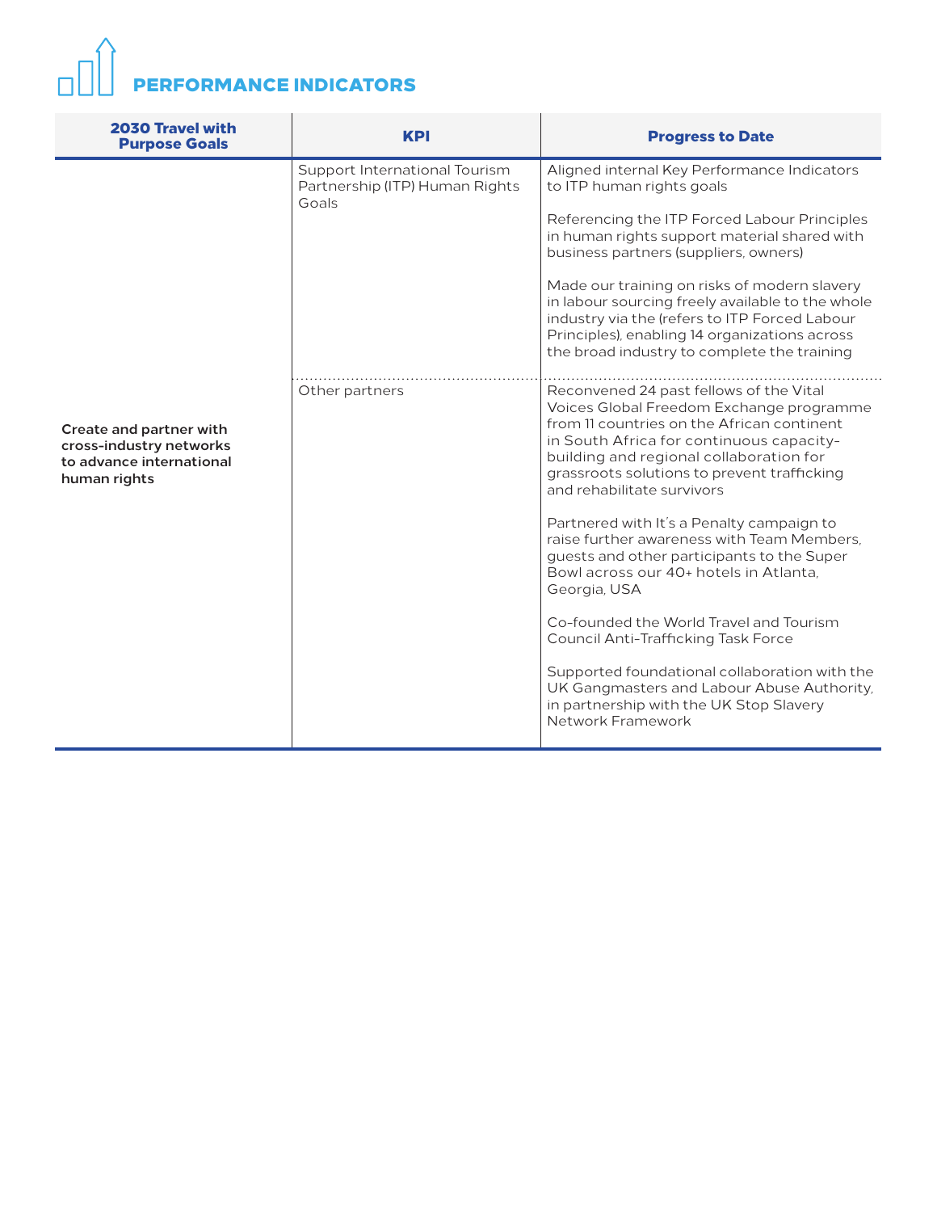## PERFORMANCE INDICATORS

| 2030 Travel with Purpose Goals | KPI | Progress to Date |
|---|---|---|
| **Create and partner with cross-industry networks to advance international human rights** | Support International Tourism Partnership (ITP) Human Rights Goals | Aligned internal Key Performance Indicators to ITP human rights goals<br><br>Referencing the ITP Forced Labour Principles in human rights support material shared with business partners (suppliers, owners)<br><br>Made our training on risks of modern slavery in labour sourcing freely available to the whole industry via the (refers to ITP Forced Labour Principles), enabling 14 organizations across the broad industry to complete the training |
| | Other partners | Reconvened 24 past fellows of the Vital Voices Global Freedom Exchange programme from 11 countries on the African continent in South Africa for continuous capacity-building and regional collaboration for grassroots solutions to prevent trafficking and rehabilitate survivors<br><br>Partnered with It's a Penalty campaign to raise further awareness with Team Members, guests and other participants to the Super Bowl across our 40+ hotels in Atlanta, Georgia, USA<br><br>Co-founded the World Travel and Tourism Council Anti-Trafficking Task Force<br><br>Supported foundational collaboration with the UK Gangmasters and Labour Abuse Authority, in partnership with the UK Stop Slavery Network Framework |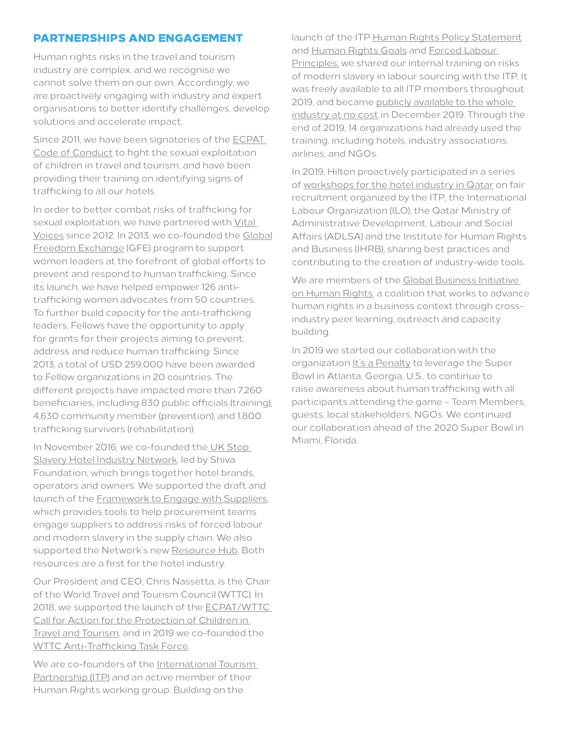## PARTNERSHIPS AND ENGAGEMENT

Human rights risks in the travel and tourism industry are complex, and we recognise we cannot solve them on our own. Accordingly, we are proactively engaging with industry and expert organisations to better identify challenges, develop solutions and accelerate impact.

Since 2011, we have been signatories of the ECPAT Code of Conduct to fight the sexual exploitation of children in travel and tourism, and have been providing their training on identifying signs of trafficking to all our hotels.

In order to better combat risks of trafficking for sexual exploitation, we have partnered with Vital Voices since 2012. In 2013, we co-founded the Global Freedom Exchange (GFE) program to support women leaders at the forefront of global efforts to prevent and respond to human trafficking. Since its launch, we have helped empower 126 anti-trafficking women advocates from 50 countries. To further build capacity for the anti-trafficking leaders, Fellows have the opportunity to apply for grants for their projects aiming to prevent, address and reduce human trafficking. Since 2013, a total of USD 259,000 have been awarded to Fellow organizations in 20 countries. The different projects have impacted more than 7,260 beneficiaries, including 830 public officials (training), 4,630 community member (prevention), and 1,800 trafficking survivors (rehabilitation).

In November 2016, we co-founded the UK Stop Slavery Hotel Industry Network, led by Shiva Foundation, which brings together hotel brands, operators and owners. We supported the draft and launch of the Framework to Engage with Suppliers, which provides tools to help procurement teams engage suppliers to address risks of forced labour and modern slavery in the supply chain. We also supported the Network's new Resource Hub. Both resources are a first for the hotel industry.

Our President and CEO, Chris Nassetta, is the Chair of the World Travel and Tourism Council (WTTC). In 2018, we supported the launch of the ECPAT/WTTC Call for Action for the Protection of Children in Travel and Tourism, and in 2019 we co-founded the WTTC Anti-Trafficking Task Force.

We are co-founders of the International Tourism Partnership (ITP) and an active member of their Human Rights working group. Building on the launch of the ITP Human Rights Policy Statement and Human Rights Goals and Forced Labour Principles, we shared our internal training on risks of modern slavery in labour sourcing with the ITP. It was freely available to all ITP members throughout 2019, and became publicly available to the whole industry at no cost in December 2019. Through the end of 2019, 14 organizations had already used the training, including hotels, industry associations, airlines, and NGOs.

In 2019, Hilton proactively participated in a series of workshops for the hotel industry in Qatar on fair recruitment organized by the ITP, the International Labour Organization (ILO), the Qatar Ministry of Administrative Development, Labour and Social Affairs (ADLSA) and the Institute for Human Rights and Business (IHRB), sharing best practices and contributing to the creation of industry-wide tools.

We are members of the Global Business Initiative on Human Rights, a coalition that works to advance human rights in a business context through cross-industry peer learning, outreach and capacity building.

In 2019 we started our collaboration with the organization It's a Penalty to leverage the Super Bowl in Atlanta, Georgia, U.S., to continue to raise awareness about human trafficking with all participants attending the game – Team Members, guests, local stakeholders, NGOs. We continued our collaboration ahead of the 2020 Super Bowl in Miami, Florida.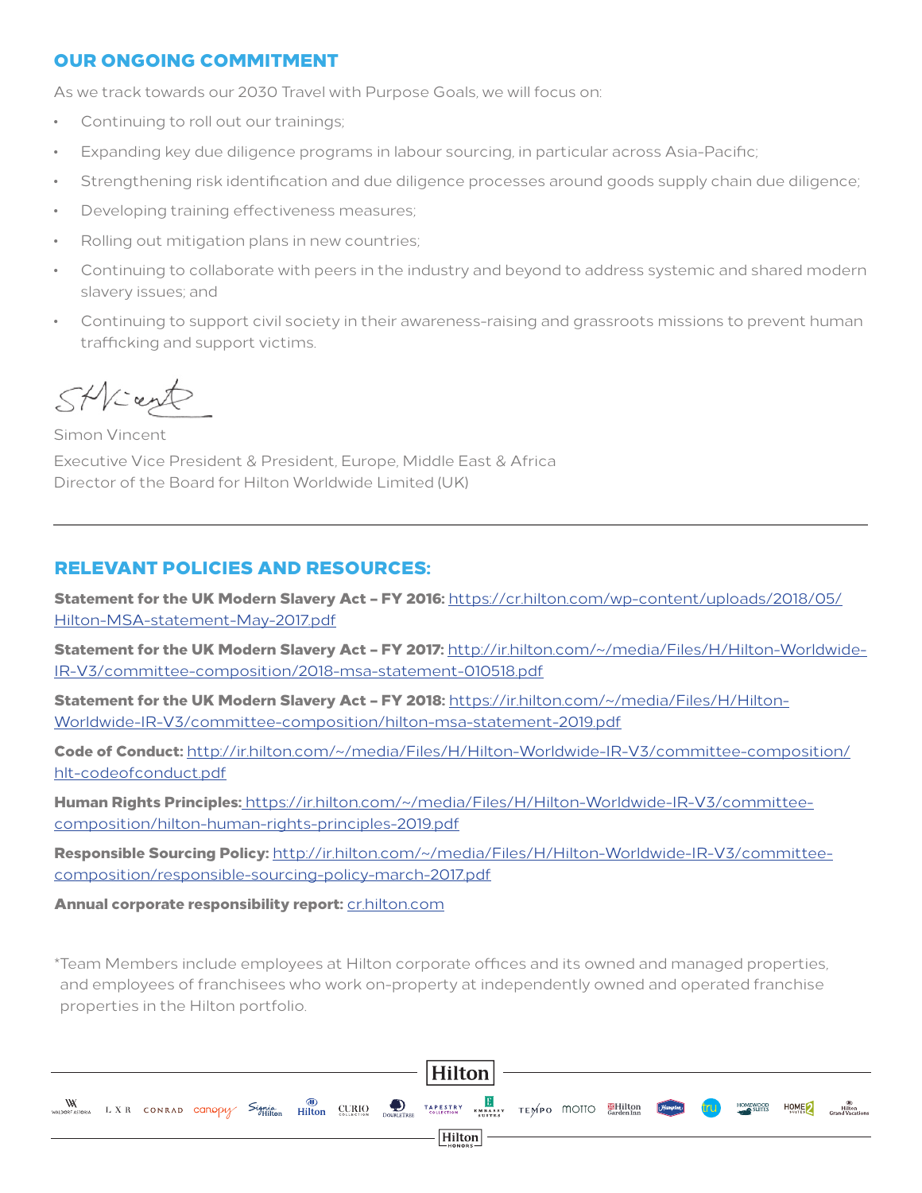## OUR ONGOING COMMITMENT

As we track towards our 2030 Travel with Purpose Goals, we will focus on:

- Continuing to roll out our trainings;
- Expanding key due diligence programs in labour sourcing, in particular across Asia-Pacific;
- Strengthening risk identification and due diligence processes around goods supply chain due diligence;
- Developing training effectiveness measures;
- Rolling out mitigation plans in new countries;
- Continuing to collaborate with peers in the industry and beyond to address systemic and shared modern slavery issues; and
- Continuing to support civil society in their awareness-raising and grassroots missions to prevent human trafficking and support victims.

Simon Vincent
Executive Vice President & President, Europe, Middle East & Africa
Director of the Board for Hilton Worldwide Limited (UK)

---

## RELEVANT POLICIES AND RESOURCES:

**Statement for the UK Modern Slavery Act – FY 2016:** https://cr.hilton.com/wp-content/uploads/2018/05/Hilton-MSA-statement-May-2017.pdf

**Statement for the UK Modern Slavery Act – FY 2017:** http://ir.hilton.com/~/media/Files/H/Hilton-Worldwide-IR-V3/committee-composition/2018-msa-statement-010518.pdf

**Statement for the UK Modern Slavery Act – FY 2018:** https://ir.hilton.com/~/media/Files/H/Hilton-Worldwide-IR-V3/committee-composition/hilton-msa-statement-2019.pdf

**Code of Conduct:** http://ir.hilton.com/~/media/Files/H/Hilton-Worldwide-IR-V3/committee-composition/hlt-codeofconduct.pdf

**Human Rights Principles:** https://ir.hilton.com/~/media/Files/H/Hilton-Worldwide-IR-V3/committee-composition/hilton-human-rights-principles-2019.pdf

**Responsible Sourcing Policy:** http://ir.hilton.com/~/media/Files/H/Hilton-Worldwide-IR-V3/committee-composition/responsible-sourcing-policy-march-2017.pdf

**Annual corporate responsibility report:** cr.hilton.com

*Team Members include employees at Hilton corporate offices and its owned and managed properties, and employees of franchisees who work on-property at independently owned and operated franchise properties in the Hilton portfolio.